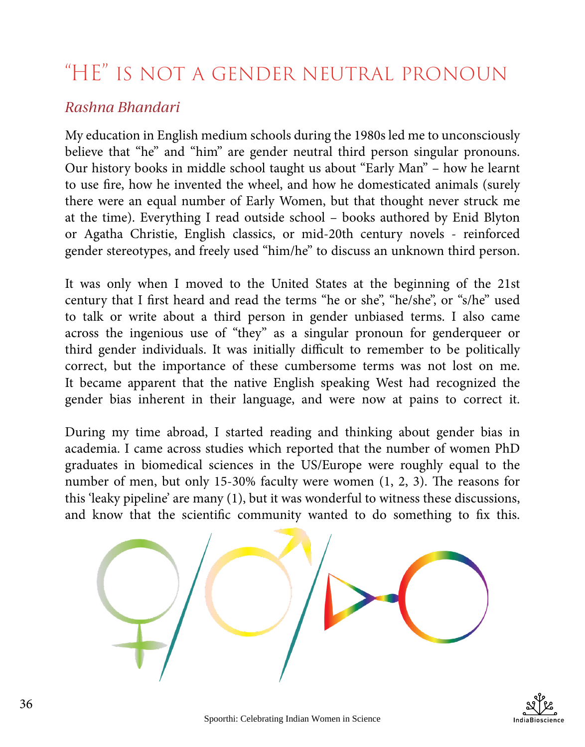# "HE" IS NOT A GENDER NEUTRAL PRONOUN

*Rashna Bhandari*

My education in English medium schools during the 1980s led me to unconsciously believe that "he" and "him" are gender neutral third person singular pronouns. Our history books in middle school taught us about "Early Man" – how he learnt to use fire, how he invented the wheel, and how he domesticated animals (surely there were an equal number of Early Women, but that thought never struck me at the time). Everything I read outside school – books authored by Enid Blyton or Agatha Christie, English classics, or mid-20th century novels - reinforced gender stereotypes, and freely used "him/he" to discuss an unknown third person.

It was only when I moved to the United States at the beginning of the 21st century that I first heard and read the terms "he or she", "he/she", or "s/he" used to talk or write about a third person in gender unbiased terms. I also came across the ingenious use of "they" as a singular pronoun for genderqueer or third gender individuals. It was initially difficult to remember to be politically correct, but the importance of these cumbersome terms was not lost on me. It became apparent that the native English speaking West had recognized the gender bias inherent in their language, and were now at pains to correct it.

During my time abroad, I started reading and thinking about gender bias in academia. I came across studies which reported that the number of women PhD graduates in biomedical sciences in the US/Europe were roughly equal to the number of men, but only 15-30% faculty were women (1, 2, 3). The reasons for this 'leaky pipeline' are many (1), but it was wonderful to witness these discussions, and know that the scientific community wanted to do something to fix this.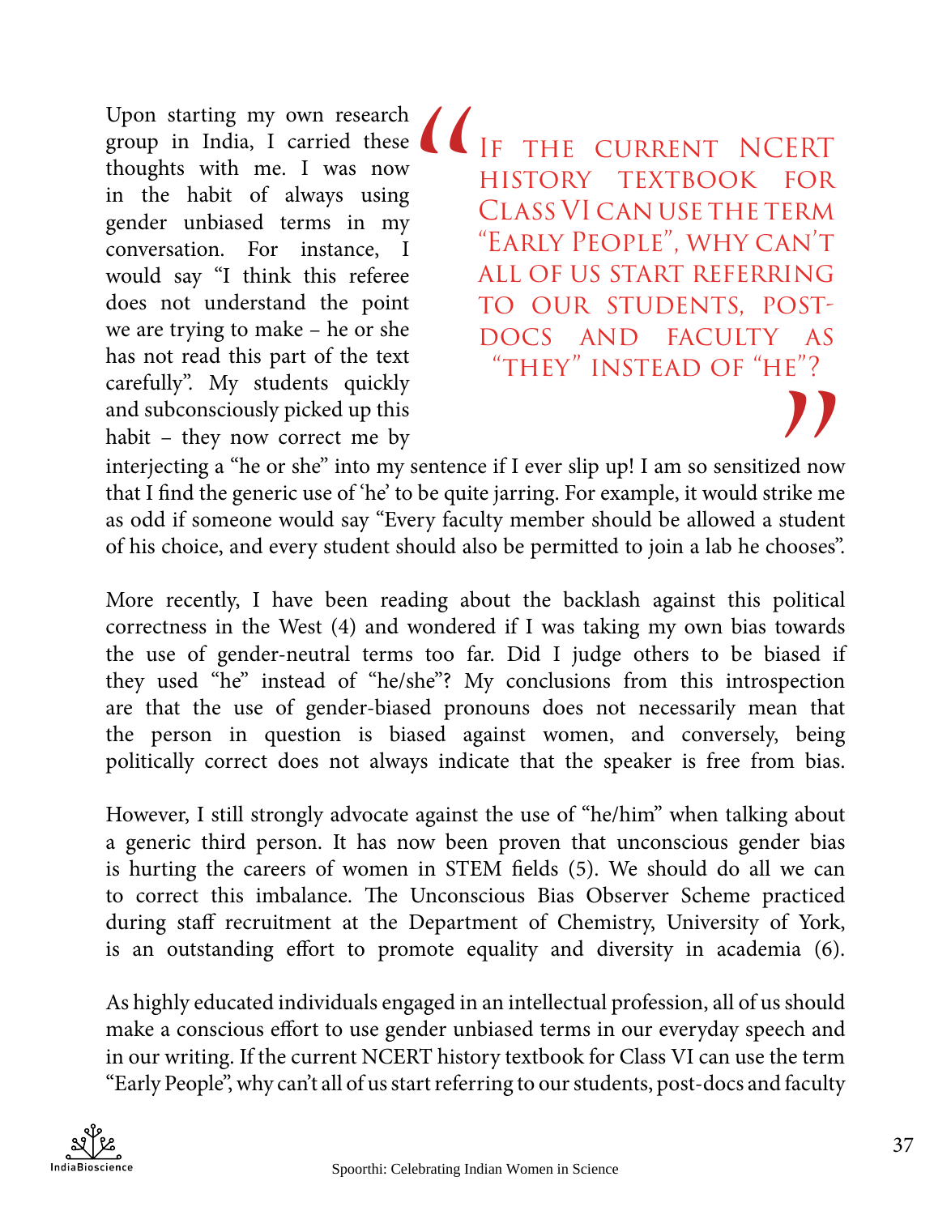Upon starting my own research group in India, I carried these thoughts with me. I was now in the habit of always using gender unbiased terms in my conversation. For instance, I would say "I think this referee does not understand the point we are trying to make – he or she has not read this part of the text carefully". My students quickly and subconsciously picked up this habit – they now correct me by interjecting a "he or she" into my sentence if I ever slip up! I am so sensitized now that I find the generic use of 'he' to be quite jarring. For example, it would strike me as odd if someone would say "Every faculty member should be allowed a student of his choice, and every student should also be permitted to join a lab he chooses".

> "If the current NCERT history textbook for Class VI can use the term "Early People", why can't all of us start referring to our students, post-docs and faculty as "they" instead of "he"?"

More recently, I have been reading about the backlash against this political correctness in the West (4) and wondered if I was taking my own bias towards the use of gender-neutral terms too far. Did I judge others to be biased if they used "he" instead of "he/she"? My conclusions from this introspection are that the use of gender-biased pronouns does not necessarily mean that the person in question is biased against women, and conversely, being politically correct does not always indicate that the speaker is free from bias.

However, I still strongly advocate against the use of "he/him" when talking about a generic third person. It has now been proven that unconscious gender bias is hurting the careers of women in STEM fields (5). We should do all we can to correct this imbalance. The Unconscious Bias Observer Scheme practiced during staff recruitment at the Department of Chemistry, University of York, is an outstanding effort to promote equality and diversity in academia (6).

As highly educated individuals engaged in an intellectual profession, all of us should make a conscious effort to use gender unbiased terms in our everyday speech and in our writing. If the current NCERT history textbook for Class VI can use the term "Early People", why can't all of us start referring to our students, post-docs and faculty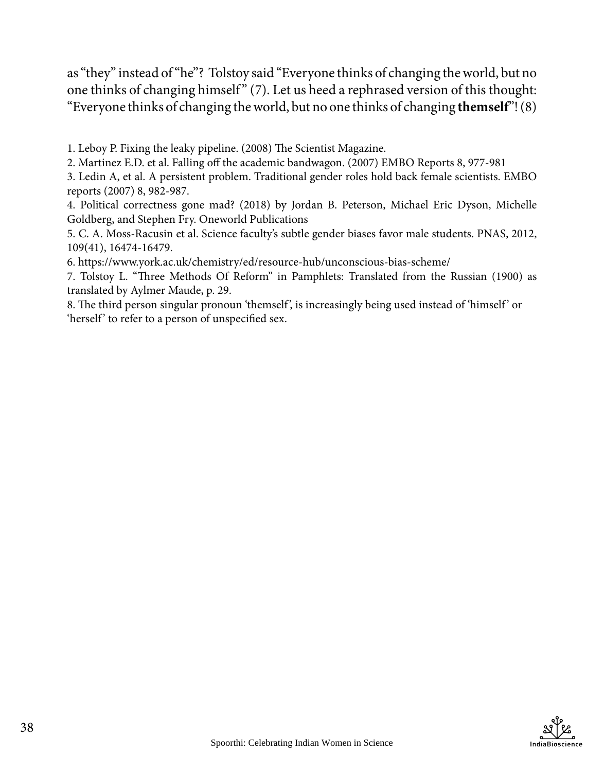as "they" instead of "he"? Tolstoy said "Everyone thinks of changing the world, but no one thinks of changing himself" (7). Let us heed a rephrased version of this thought: "Everyone thinks of changing the world, but no one thinks of changing **themself**"! (8)

1. Leboy P. Fixing the leaky pipeline. (2008) The Scientist Magazine.
2. Martinez E.D. et al. Falling off the academic bandwagon. (2007) EMBO Reports 8, 977-981
3. Ledin A, et al. A persistent problem. Traditional gender roles hold back female scientists. EMBO reports (2007) 8, 982-987.
4. Political correctness gone mad? (2018) by Jordan B. Peterson, Michael Eric Dyson, Michelle Goldberg, and Stephen Fry. Oneworld Publications
5. C. A. Moss-Racusin et al. Science faculty's subtle gender biases favor male students. PNAS, 2012, 109(41), 16474-16479.
6. https://www.york.ac.uk/chemistry/ed/resource-hub/unconscious-bias-scheme/
7. Tolstoy L. "Three Methods Of Reform" in Pamphlets: Translated from the Russian (1900) as translated by Aylmer Maude, p. 29.
8. The third person singular pronoun 'themself', is increasingly being used instead of 'himself' or 'herself' to refer to a person of unspecified sex.